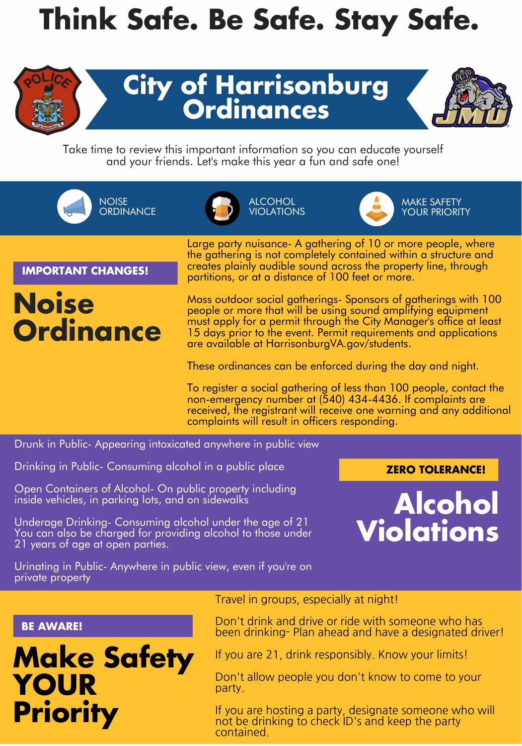# Think Safe. Be Safe. Stay Safe.

## City of Harrisonburg Ordinances

Take time to review this important information so you can educate yourself and your friends. Let's make this year a fun and safe one!

NOISE ORDINANCE | ALCOHOL VIOLATIONS | MAKE SAFETY YOUR PRIORITY

**IMPORTANT CHANGES!**

## Noise Ordinance

Large party nuisance- A gathering of 10 or more people, where the gathering is not completely contained within a structure and creates plainly audible sound across the property line, through partitions, or at a distance of 100 feet or more.

Mass outdoor social gatherings- Sponsors of gatherings with 100 people or more that will be using sound amplifying equipment must apply for a permit through the City Manager's office at least 15 days prior to the event. Permit requirements and applications are available at HarrisonburgVA.gov/students.

These ordinances can be enforced during the day and night.

To register a social gathering of less than 100 people, contact the non-emergency number at (540) 434-4436. If complaints are received, the registrant will receive one warning and any additional complaints will result in officers responding.

**ZERO TOLERANCE!**

## Alcohol Violations

Drunk in Public- Appearing intoxicated anywhere in public view

Drinking in Public- Consuming alcohol in a public place

Open Containers of Alcohol- On public property including inside vehicles, in parking lots, and on sidewalks

Underage Drinking- Consuming alcohol under the age of 21
You can also be charged for providing alcohol to those under 21 years of age at open parties.

Urinating in Public- Anywhere in public view, even if you're on private property

**BE AWARE!**

## Make Safety YOUR Priority

Travel in groups, especially at night!

Don't drink and drive or ride with someone who has been drinking- Plan ahead and have a designated driver!

If you are 21, drink responsibly. Know your limits!

Don't allow people you don't know to come to your party.

If you are hosting a party, designate someone who will not be drinking to check ID's and keep the party contained.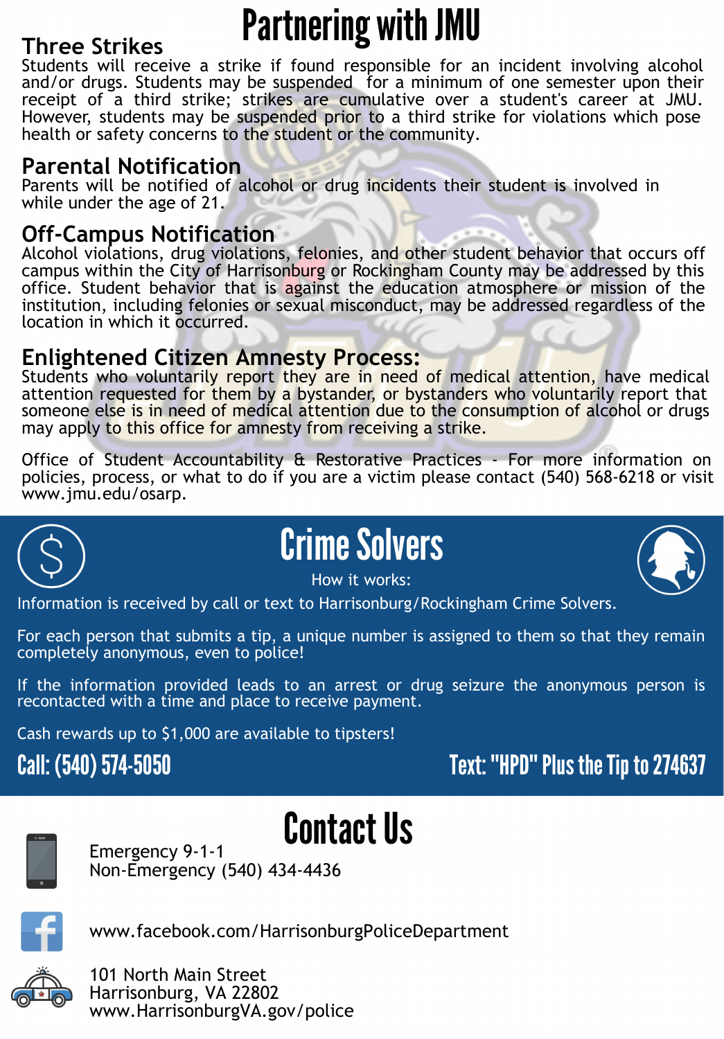# Partnering with JMU

## Three Strikes

Students will receive a strike if found responsible for an incident involving alcohol and/or drugs. Students may be suspended for a minimum of one semester upon their receipt of a third strike; strikes are cumulative over a student's career at JMU. However, students may be suspended prior to a third strike for violations which pose health or safety concerns to the student or the community.

## Parental Notification

Parents will be notified of alcohol or drug incidents their student is involved in while under the age of 21.

## Off-Campus Notification

Alcohol violations, drug violations, felonies, and other student behavior that occurs off campus within the City of Harrisonburg or Rockingham County may be addressed by this office. Student behavior that is against the education atmosphere or mission of the institution, including felonies or sexual misconduct, may be addressed regardless of the location in which it occurred.

## Enlightened Citizen Amnesty Process:

Students who voluntarily report they are in need of medical attention, have medical attention requested for them by a bystander, or bystanders who voluntarily report that someone else is in need of medical attention due to the consumption of alcohol or drugs may apply to this office for amnesty from receiving a strike.

Office of Student Accountability & Restorative Practices - For more information on policies, process, or what to do if you are a victim please contact (540) 568-6218 or visit www.jmu.edu/osarp.

# Crime Solvers

How it works:

Information is received by call or text to Harrisonburg/Rockingham Crime Solvers.

For each person that submits a tip, a unique number is assigned to them so that they remain completely anonymous, even to police!

If the information provided leads to an arrest or drug seizure the anonymous person is recontacted with a time and place to receive payment.

Cash rewards up to $1,000 are available to tipsters!

**Call: (540) 574-5050**

**Text: "HPD" Plus the Tip to 274637**

# Contact Us

Emergency 9-1-1
Non-Emergency (540) 434-4436

www.facebook.com/HarrisonburgPoliceDepartment

101 North Main Street
Harrisonburg, VA 22802
www.HarrisonburgVA.gov/police